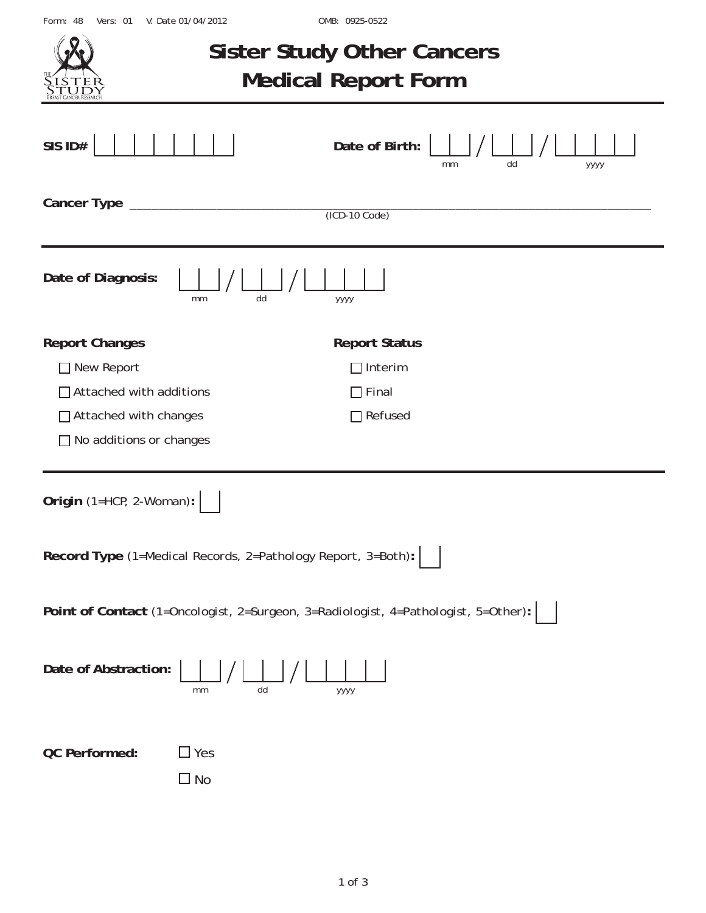Form: 48 Vers: 01 V. Date 01/04/2012 OMB: 0925-0522

# Sister Study Other Cancers Medical Report Form

**SIS ID#** | | | | | | | |

**Date of Birth:** __ __ / __ __ / __ __ __ __
mm dd yyyy

**Cancer Type** ________________________________________________
(ICD-10 Code)

---

**Date of Diagnosis:** __ __ / __ __ / __ __ __ __
mm dd yyyy

**Report Changes**

- ☐ New Report
- ☐ Attached with additions
- ☐ Attached with changes
- ☐ No additions or changes

**Report Status**

- ☐ Interim
- ☐ Final
- ☐ Refused

---

**Origin** (1=HCP, 2-Woman)**:** ☐

**Record Type** (1=Medical Records, 2=Pathology Report, 3=Both)**:** ☐

**Point of Contact** (1=Oncologist, 2=Surgeon, 3=Radiologist, 4=Pathologist, 5=Other)**:** ☐

**Date of Abstraction:** __ __ / __ __ / __ __ __ __
mm dd yyyy

**QC Performed:**

- ☐ Yes
- ☐ No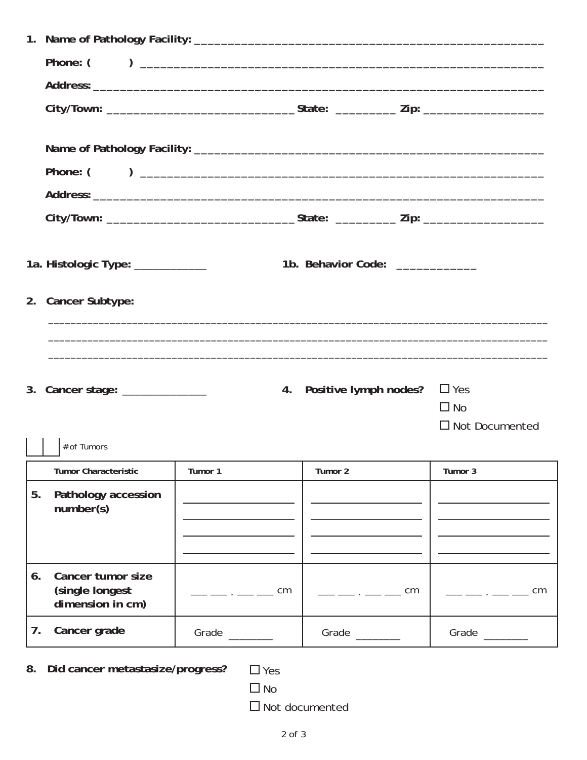1. **Name of Pathology Facility:** ____________________________________________________

   **Phone: (          )** ____________________________________________________________

   **Address:** ______________________________________________________________________

   **City/Town:** ____________________________ **State:** _________ **Zip:** _________________

   **Name of Pathology Facility:** ____________________________________________________

   **Phone: (          )** ____________________________________________________________

   **Address:** ______________________________________________________________________

   **City/Town:** ____________________________ **State:** _________ **Zip:** _________________

**1a. Histologic Type:** ____________ **1b. Behavior Code:** ____________

**2. Cancer Subtype:**

_____________________________________________________________________________________

_____________________________________________________________________________________

_____________________________________________________________________________________

**3. Cancer stage:** ______________

**4. Positive lymph nodes?**

☐ Yes

☐ No

☐ Not Documented

|__|__| # of Tumors

| Tumor Characteristic | Tumor 1 | Tumor 2 | Tumor 3 |
|---|---|---|---|
| **5. Pathology accession number(s)** | ______________ ______________ ______________ ______________ | ______________ ______________ ______________ ______________ | ______________ ______________ ______________ ______________ |
| **6. Cancer tumor size (single longest dimension in cm)** | ___ ___ . ___ ___ cm | ___ ___ . ___ ___ cm | ___ ___ . ___ ___ cm |
| **7. Cancer grade** | Grade _______ | Grade _______ | Grade _______ |

**8. Did cancer metastasize/progress?**

☐ Yes

☐ No

☐ Not documented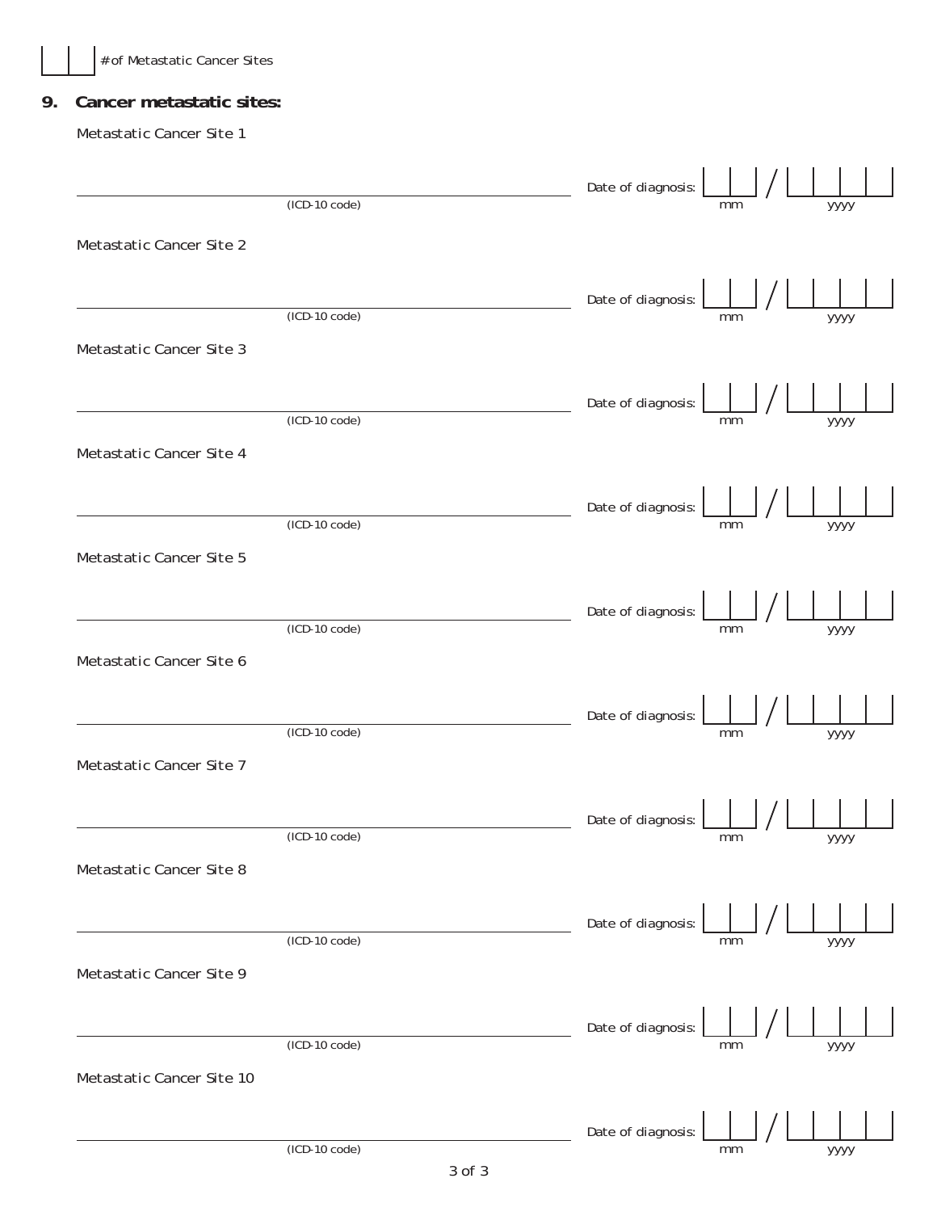|__|__| # of Metastatic Cancer Sites

**9. Cancer metastatic sites:**

Metastatic Cancer Site 1

\_\_\_\_\_\_\_\_\_\_\_\_\_\_\_\_\_\_\_\_\_\_\_\_\_\_\_\_\_\_\_\_\_\_\_\_\_\_\_\_ Date of diagnosis: |__|__| / |__|__|__|__|

(ICD-10 code) mm yyyy

Metastatic Cancer Site 2

\_\_\_\_\_\_\_\_\_\_\_\_\_\_\_\_\_\_\_\_\_\_\_\_\_\_\_\_\_\_\_\_\_\_\_\_\_\_\_\_ Date of diagnosis: |__|__| / |__|__|__|__|

(ICD-10 code) mm yyyy

Metastatic Cancer Site 3

\_\_\_\_\_\_\_\_\_\_\_\_\_\_\_\_\_\_\_\_\_\_\_\_\_\_\_\_\_\_\_\_\_\_\_\_\_\_\_\_ Date of diagnosis: |__|__| / |__|__|__|__|

(ICD-10 code) mm yyyy

Metastatic Cancer Site 4

\_\_\_\_\_\_\_\_\_\_\_\_\_\_\_\_\_\_\_\_\_\_\_\_\_\_\_\_\_\_\_\_\_\_\_\_\_\_\_\_ Date of diagnosis: |__|__| / |__|__|__|__|

(ICD-10 code) mm yyyy

Metastatic Cancer Site 5

\_\_\_\_\_\_\_\_\_\_\_\_\_\_\_\_\_\_\_\_\_\_\_\_\_\_\_\_\_\_\_\_\_\_\_\_\_\_\_\_ Date of diagnosis: |__|__| / |__|__|__|__|

(ICD-10 code) mm yyyy

Metastatic Cancer Site 6

\_\_\_\_\_\_\_\_\_\_\_\_\_\_\_\_\_\_\_\_\_\_\_\_\_\_\_\_\_\_\_\_\_\_\_\_\_\_\_\_ Date of diagnosis: |__|__| / |__|__|__|__|

(ICD-10 code) mm yyyy

Metastatic Cancer Site 7

\_\_\_\_\_\_\_\_\_\_\_\_\_\_\_\_\_\_\_\_\_\_\_\_\_\_\_\_\_\_\_\_\_\_\_\_\_\_\_\_ Date of diagnosis: |__|__| / |__|__|__|__|

(ICD-10 code) mm yyyy

Metastatic Cancer Site 8

\_\_\_\_\_\_\_\_\_\_\_\_\_\_\_\_\_\_\_\_\_\_\_\_\_\_\_\_\_\_\_\_\_\_\_\_\_\_\_\_ Date of diagnosis: |__|__| / |__|__|__|__|

(ICD-10 code) mm yyyy

Metastatic Cancer Site 9

\_\_\_\_\_\_\_\_\_\_\_\_\_\_\_\_\_\_\_\_\_\_\_\_\_\_\_\_\_\_\_\_\_\_\_\_\_\_\_\_ Date of diagnosis: |__|__| / |__|__|__|__|

(ICD-10 code) mm yyyy

Metastatic Cancer Site 10

\_\_\_\_\_\_\_\_\_\_\_\_\_\_\_\_\_\_\_\_\_\_\_\_\_\_\_\_\_\_\_\_\_\_\_\_\_\_\_\_ Date of diagnosis: |__|__| / |__|__|__|__|

(ICD-10 code) mm yyyy